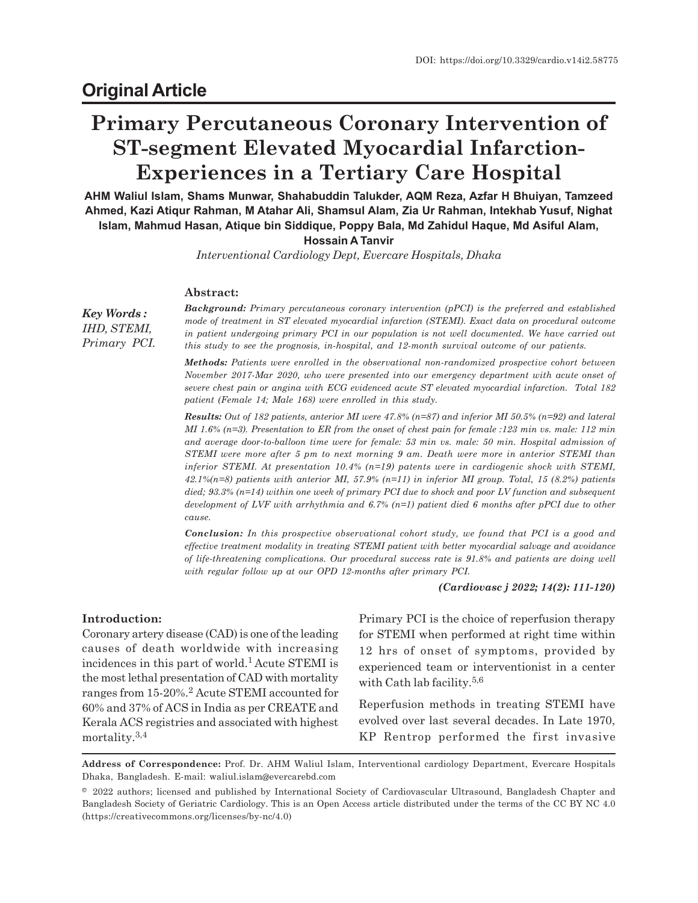DOI: https://doi.org/10.3329/cardio.v14i2.58775

## Original Article

# Primary Percutaneous Coronary Intervention of ST-segment Elevated Myocardial Infarction-Experiences in a Tertiary Care Hospital

**AHM Waliul Islam, Shams Munwar, Shahabuddin Talukder, AQM Reza, Azfar H Bhuiyan, Tamzeed Ahmed, Kazi Atiqur Rahman, M Atahar Ali, Shamsul Alam, Zia Ur Rahman, Intekhab Yusuf, Nighat Islam, Mahmud Hasan, Atique bin Siddique, Poppy Bala, Md Zahidul Haque, Md Asiful Alam, Hossain A Tanvir**

*Interventional Cardiology Dept, Evercare Hospitals, Dhaka*

***Key Words :*** *IHD, STEMI, Primary PCI.*

### Abstract:

***Background:*** *Primary percutaneous coronary intervention (pPCI) is the preferred and established mode of treatment in ST elevated myocardial infarction (STEMI). Exact data on procedural outcome in patient undergoing primary PCI in our population is not well documented. We have carried out this study to see the prognosis, in-hospital, and 12-month survival outcome of our patients.*

***Methods:*** *Patients were enrolled in the observational non-randomized prospective cohort between November 2017-Mar 2020, who were presented into our emergency department with acute onset of severe chest pain or angina with ECG evidenced acute ST elevated myocardial infarction. Total 182 patient (Female 14; Male 168) were enrolled in this study.*

***Results:*** *Out of 182 patients, anterior MI were 47.8% (n=87) and inferior MI 50.5% (n=92) and lateral MI 1.6% (n=3). Presentation to ER from the onset of chest pain for female :123 min vs. male: 112 min and average door-to-balloon time were for female: 53 min vs. male: 50 min. Hospital admission of STEMI were more after 5 pm to next morning 9 am. Death were more in anterior STEMI than inferior STEMI. At presentation 10.4% (n=19) patients were in cardiogenic shock with STEMI, 42.1%(n=8) patients with anterior MI, 57.9% (n=11) in inferior MI group. Total, 15 (8.2%) patients died; 93.3% (n=14) within one week of primary PCI due to shock and poor LV function and subsequent development of LVF with arrhythmia and 6.7% (n=1) patient died 6 months after pPCI due to other cause.*

***Conclusion:*** *In this prospective observational cohort study, we found that PCI is a good and effective treatment modality in treating STEMI patient with better myocardial salvage and avoidance of life-threatening complications. Our procedural success rate is 91.8% and patients are doing well with regular follow up at our OPD 12-months after primary PCI.*

***(Cardiovasc j 2022; 14(2): 111-120)***

### Introduction:

Coronary artery disease (CAD) is one of the leading causes of death worldwide with increasing incidences in this part of world.[1] Acute STEMI is the most lethal presentation of CAD with mortality ranges from 15-20%.[2] Acute STEMI accounted for 60% and 37% of ACS in India as per CREATE and Kerala ACS registries and associated with highest mortality.[3,4]

Primary PCI is the choice of reperfusion therapy for STEMI when performed at right time within 12 hrs of onset of symptoms, provided by experienced team or interventionist in a center with Cath lab facility.[5,6]

Reperfusion methods in treating STEMI have evolved over last several decades. In Late 1970, KP Rentrop performed the first invasive

**Address of Correspondence:** Prof. Dr. AHM Waliul Islam, Interventional cardiology Department, Evercare Hospitals Dhaka, Bangladesh. E-mail: waliul.islam@evercarebd.com

© 2022 authors; licensed and published by International Society of Cardiovascular Ultrasound, Bangladesh Chapter and Bangladesh Society of Geriatric Cardiology. This is an Open Access article distributed under the terms of the CC BY NC 4.0 (https://creativecommons.org/licenses/by-nc/4.0)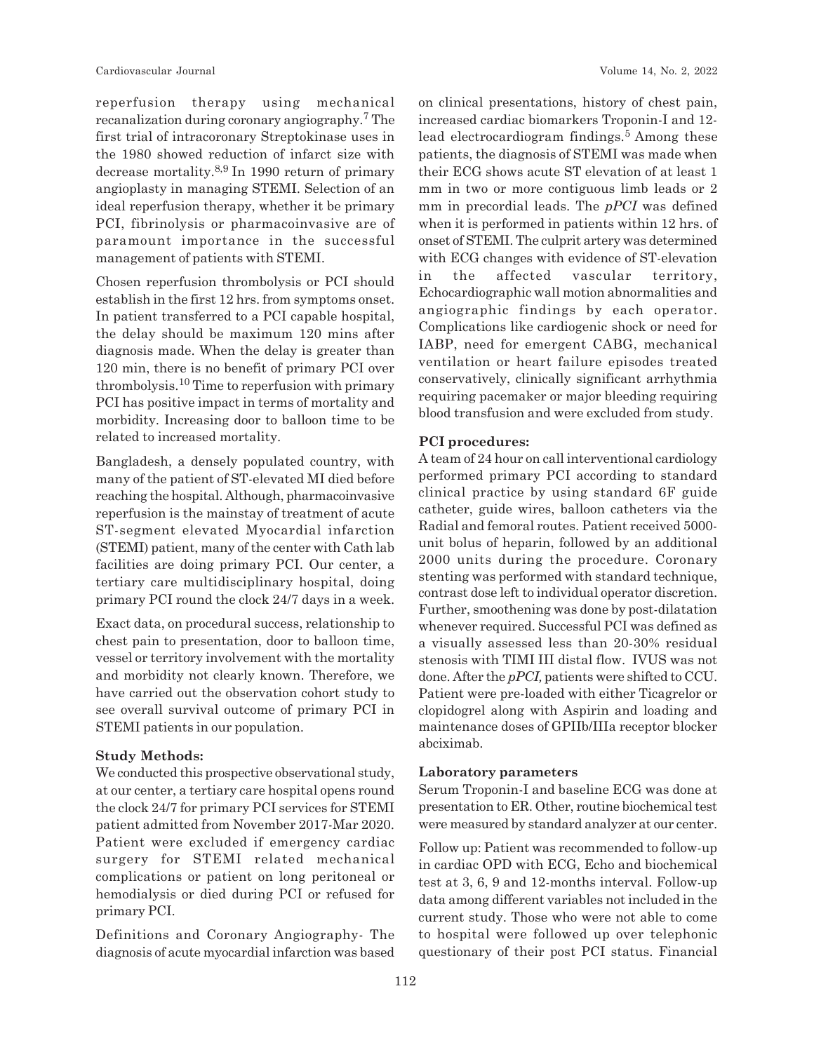reperfusion therapy using mechanical recanalization during coronary angiography.[7] The first trial of intracoronary Streptokinase uses in the 1980 showed reduction of infarct size with decrease mortality.[8,9] In 1990 return of primary angioplasty in managing STEMI. Selection of an ideal reperfusion therapy, whether it be primary PCI, fibrinolysis or pharmacoinvasive are of paramount importance in the successful management of patients with STEMI.

Chosen reperfusion thrombolysis or PCI should establish in the first 12 hrs. from symptoms onset. In patient transferred to a PCI capable hospital, the delay should be maximum 120 mins after diagnosis made. When the delay is greater than 120 min, there is no benefit of primary PCI over thrombolysis.[10] Time to reperfusion with primary PCI has positive impact in terms of mortality and morbidity. Increasing door to balloon time to be related to increased mortality.

Bangladesh, a densely populated country, with many of the patient of ST-elevated MI died before reaching the hospital. Although, pharmacoinvasive reperfusion is the mainstay of treatment of acute ST-segment elevated Myocardial infarction (STEMI) patient, many of the center with Cath lab facilities are doing primary PCI. Our center, a tertiary care multidisciplinary hospital, doing primary PCI round the clock 24/7 days in a week.

Exact data, on procedural success, relationship to chest pain to presentation, door to balloon time, vessel or territory involvement with the mortality and morbidity not clearly known. Therefore, we have carried out the observation cohort study to see overall survival outcome of primary PCI in STEMI patients in our population.

**Study Methods:**

We conducted this prospective observational study, at our center, a tertiary care hospital opens round the clock 24/7 for primary PCI services for STEMI patient admitted from November 2017-Mar 2020. Patient were excluded if emergency cardiac surgery for STEMI related mechanical complications or patient on long peritoneal or hemodialysis or died during PCI or refused for primary PCI.

Definitions and Coronary Angiography- The diagnosis of acute myocardial infarction was based on clinical presentations, history of chest pain, increased cardiac biomarkers Troponin-I and 12-lead electrocardiogram findings.[5] Among these patients, the diagnosis of STEMI was made when their ECG shows acute ST elevation of at least 1 mm in two or more contiguous limb leads or 2 mm in precordial leads. The *pPCI* was defined when it is performed in patients within 12 hrs. of onset of STEMI. The culprit artery was determined with ECG changes with evidence of ST-elevation in the affected vascular territory, Echocardiographic wall motion abnormalities and angiographic findings by each operator. Complications like cardiogenic shock or need for IABP, need for emergent CABG, mechanical ventilation or heart failure episodes treated conservatively, clinically significant arrhythmia requiring pacemaker or major bleeding requiring blood transfusion and were excluded from study.

**PCI procedures:**

A team of 24 hour on call interventional cardiology performed primary PCI according to standard clinical practice by using standard 6F guide catheter, guide wires, balloon catheters via the Radial and femoral routes. Patient received 5000-unit bolus of heparin, followed by an additional 2000 units during the procedure. Coronary stenting was performed with standard technique, contrast dose left to individual operator discretion. Further, smoothening was done by post-dilatation whenever required. Successful PCI was defined as a visually assessed less than 20-30% residual stenosis with TIMI III distal flow. IVUS was not done. After the *pPCI,* patients were shifted to CCU. Patient were pre-loaded with either Ticagrelor or clopidogrel along with Aspirin and loading and maintenance doses of GPIIb/IIIa receptor blocker abciximab.

**Laboratory parameters**

Serum Troponin-I and baseline ECG was done at presentation to ER. Other, routine biochemical test were measured by standard analyzer at our center.

Follow up: Patient was recommended to follow-up in cardiac OPD with ECG, Echo and biochemical test at 3, 6, 9 and 12-months interval. Follow-up data among different variables not included in the current study. Those who were not able to come to hospital were followed up over telephonic questionary of their post PCI status. Financial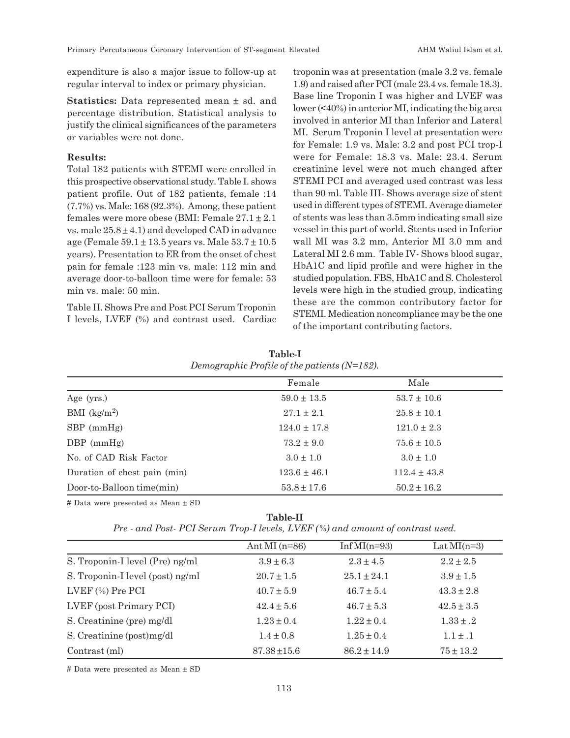expenditure is also a major issue to follow-up at regular interval to index or primary physician.

**Statistics:** Data represented mean ± sd. and percentage distribution. Statistical analysis to justify the clinical significances of the parameters or variables were not done.

**Results:**

Total 182 patients with STEMI were enrolled in this prospective observational study. Table I. shows patient profile. Out of 182 patients, female :14 (7.7%) vs. Male: 168 (92.3%). Among, these patient females were more obese (BMI: Female 27.1 ± 2.1 vs. male 25.8 ± 4.1) and developed CAD in advance age (Female 59.1 ± 13.5 years vs. Male 53.7 ± 10.5 years). Presentation to ER from the onset of chest pain for female :123 min vs. male: 112 min and average door-to-balloon time were for female: 53 min vs. male: 50 min.

Table II. Shows Pre and Post PCI Serum Troponin I levels, LVEF (%) and contrast used. Cardiac troponin was at presentation (male 3.2 vs. female 1.9) and raised after PCI (male 23.4 vs. female 18.3). Base line Troponin I was higher and LVEF was lower (<40%) in anterior MI, indicating the big area involved in anterior MI than Inferior and Lateral MI. Serum Troponin I level at presentation were for Female: 1.9 vs. Male: 3.2 and post PCI trop-I were for Female: 18.3 vs. Male: 23.4. Serum creatinine level were not much changed after STEMI PCI and averaged used contrast was less than 90 ml. Table III- Shows average size of stent used in different types of STEMI. Average diameter of stents was less than 3.5mm indicating small size vessel in this part of world. Stents used in Inferior wall MI was 3.2 mm, Anterior MI 3.0 mm and Lateral MI 2.6 mm. Table IV- Shows blood sugar, HbA1C and lipid profile and were higher in the studied population. FBS, HbA1C and S. Cholesterol levels were high in the studied group, indicating these are the common contributory factor for STEMI. Medication noncompliance may be the one of the important contributing factors.

**Table-I**

*Demographic Profile of the patients (N=182).*

| | Female | Male |
|---|---|---|
| Age (yrs.) | 59.0 ± 13.5 | 53.7 ± 10.6 |
| BMI (kg/m$^2$) | 27.1 ± 2.1 | 25.8 ± 10.4 |
| SBP (mmHg) | 124.0 ± 17.8 | 121.0 ± 2.3 |
| DBP (mmHg) | 73.2 ± 9.0 | 75.6 ± 10.5 |
| No. of CAD Risk Factor | 3.0 ± 1.0 | 3.0 ± 1.0 |
| Duration of chest pain (min) | 123.6 ± 46.1 | 112.4 ± 43.8 |
| Door-to-Balloon time(min) | 53.8 ± 17.6 | 50.2 ± 16.2 |

# Data were presented as Mean ± SD

**Table-II**

*Pre - and Post- PCI Serum Trop-I levels, LVEF (%) and amount of contrast used.*

| | Ant MI (n=86) | Inf MI(n=93) | Lat MI(n=3) |
|---|---|---|---|
| S. Troponin-I level (Pre) ng/ml | 3.9 ± 6.3 | 2.3 ± 4.5 | 2.2 ± 2.5 |
| S. Troponin-I level (post) ng/ml | 20.7 ± 1.5 | 25.1 ± 24.1 | 3.9 ± 1.5 |
| LVEF (%) Pre PCI | 40.7 ± 5.9 | 46.7 ± 5.4 | 43.3 ± 2.8 |
| LVEF (post Primary PCI) | 42.4 ± 5.6 | 46.7 ± 5.3 | 42.5 ± 3.5 |
| S. Creatinine (pre) mg/dl | 1.23 ± 0.4 | 1.22 ± 0.4 | 1.33 ± .2 |
| S. Creatinine (post)mg/dl | 1.4 ± 0.8 | 1.25 ± 0.4 | 1.1 ± .1 |
| Contrast (ml) | 87.38±15.6 | 86.2 ± 14.9 | 75 ± 13.2 |

# Data were presented as Mean ± SD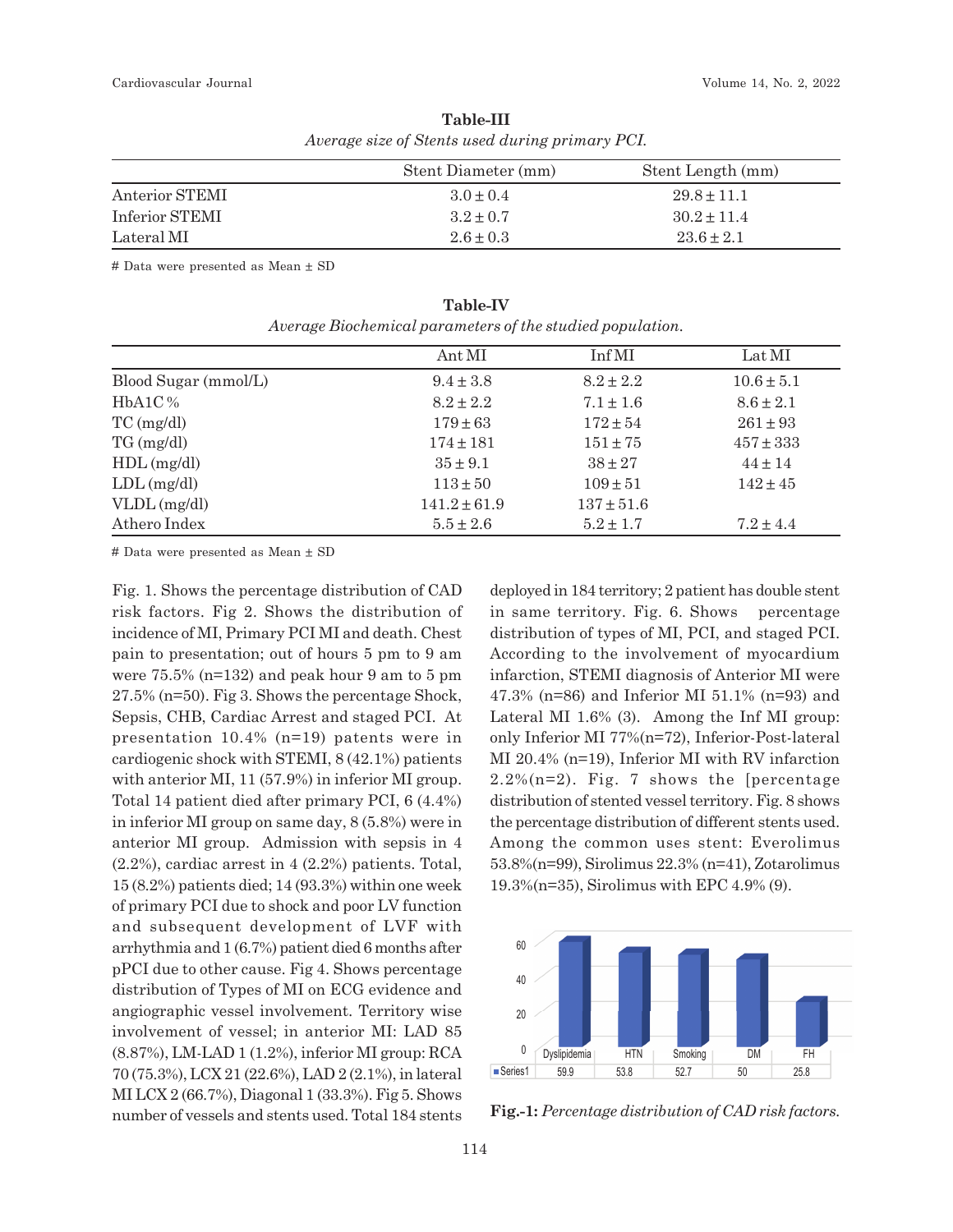**Table-III**
*Average size of Stents used during primary PCI.*

| | Stent Diameter (mm) | Stent Length (mm) |
|---|---|---|
| Anterior STEMI | 3.0 ± 0.4 | 29.8 ± 11.1 |
| Inferior STEMI | 3.2 ± 0.7 | 30.2 ± 11.4 |
| Lateral MI | 2.6 ± 0.3 | 23.6 ± 2.1 |

# Data were presented as Mean ± SD

**Table-IV**
*Average Biochemical parameters of the studied population.*

| | Ant MI | Inf MI | Lat MI |
|---|---|---|---|
| Blood Sugar (mmol/L) | 9.4 ± 3.8 | 8.2 ± 2.2 | 10.6 ± 5.1 |
| HbA1C % | 8.2 ± 2.2 | 7.1 ± 1.6 | 8.6 ± 2.1 |
| TC (mg/dl) | 179 ± 63 | 172 ± 54 | 261 ± 93 |
| TG (mg/dl) | 174 ± 181 | 151 ± 75 | 457 ± 333 |
| HDL (mg/dl) | 35 ± 9.1 | 38 ± 27 | 44 ± 14 |
| LDL (mg/dl) | 113 ± 50 | 109 ± 51 | 142 ± 45 |
| VLDL (mg/dl) | 141.2 ± 61.9 | 137 ± 51.6 | |
| Athero Index | 5.5 ± 2.6 | 5.2 ± 1.7 | 7.2 ± 4.4 |

# Data were presented as Mean ± SD

Fig. 1. Shows the percentage distribution of CAD risk factors. Fig 2. Shows the distribution of incidence of MI, Primary PCI MI and death. Chest pain to presentation; out of hours 5 pm to 9 am were 75.5% (n=132) and peak hour 9 am to 5 pm 27.5% (n=50). Fig 3. Shows the percentage Shock, Sepsis, CHB, Cardiac Arrest and staged PCI. At presentation 10.4% (n=19) patents were in cardiogenic shock with STEMI, 8 (42.1%) patients with anterior MI, 11 (57.9%) in inferior MI group. Total 14 patient died after primary PCI, 6 (4.4%) in inferior MI group on same day, 8 (5.8%) were in anterior MI group. Admission with sepsis in 4 (2.2%), cardiac arrest in 4 (2.2%) patients. Total, 15 (8.2%) patients died; 14 (93.3%) within one week of primary PCI due to shock and poor LV function and subsequent development of LVF with arrhythmia and 1 (6.7%) patient died 6 months after pPCI due to other cause. Fig 4. Shows percentage distribution of Types of MI on ECG evidence and angiographic vessel involvement. Territory wise involvement of vessel; in anterior MI: LAD 85 (8.87%), LM-LAD 1 (1.2%), inferior MI group: RCA 70 (75.3%), LCX 21 (22.6%), LAD 2 (2.1%), in lateral MI LCX 2 (66.7%), Diagonal 1 (33.3%). Fig 5. Shows number of vessels and stents used. Total 184 stents deployed in 184 territory; 2 patient has double stent in same territory. Fig. 6. Shows percentage distribution of types of MI, PCI, and staged PCI. According to the involvement of myocardium infarction, STEMI diagnosis of Anterior MI were 47.3% (n=86) and Inferior MI 51.1% (n=93) and Lateral MI 1.6% (3). Among the Inf MI group: only Inferior MI 77%(n=72), Inferior-Post-lateral MI 20.4% (n=19), Inferior MI with RV infarction 2.2%(n=2). Fig. 7 shows the [percentage distribution of stented vessel territory. Fig. 8 shows the percentage distribution of different stents used. Among the common uses stent: Everolimus 53.8%(n=99), Sirolimus 22.3% (n=41), Zotarolimus 19.3%(n=35), Sirolimus with EPC 4.9% (9).

| | Dyslipidemia | HTN | Smoking | DM | FH |
|---|---|---|---|---|---|
| Series1 | 59.9 | 53.8 | 52.7 | 50 | 25.8 |

**Fig.-1:** *Percentage distribution of CAD risk factors.*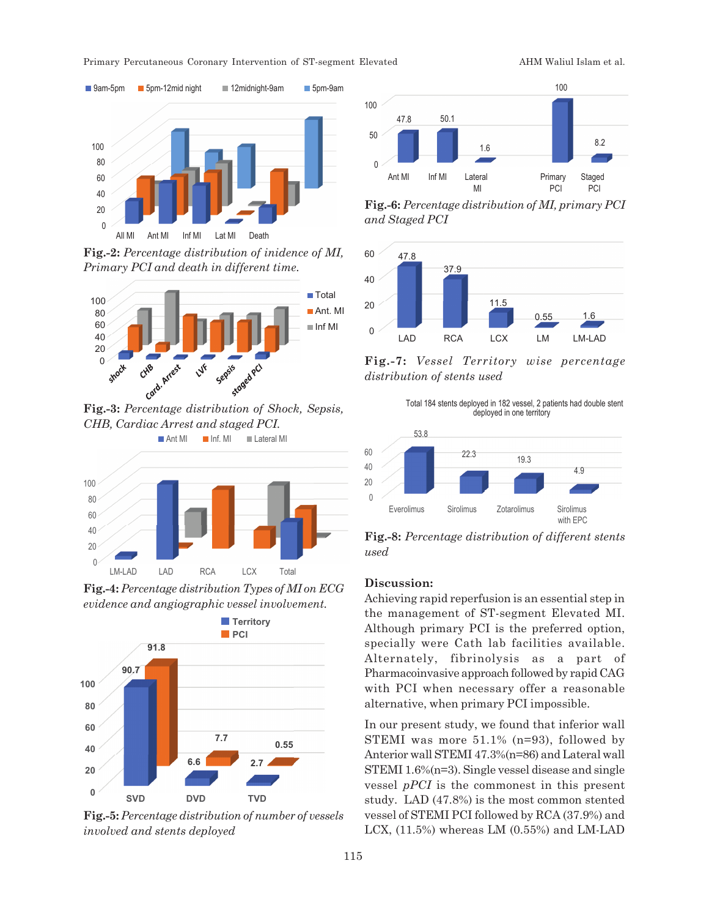Fig.-2: *Percentage distribution of inidence of MI, Primary PCI and death in different time.*

Fig.-3: *Percentage distribution of Shock, Sepsis, CHB, Cardiac Arrest and staged PCI.*

Fig.-4: *Percentage distribution Types of MI on ECG evidence and angiographic vessel involvement.*

Fig.-5: *Percentage distribution of number of vessels involved and stents deployed*

Fig.-6: *Percentage distribution of MI, primary PCI and Staged PCI*

Fig.-7: *Vessel Territory wise percentage distribution of stents used*

Total 184 stents deployed in 182 vessel, 2 patients had double stent deployed in one territory

Fig.-8: *Percentage distribution of different stents used*

## Discussion:

Achieving rapid reperfusion is an essential step in the management of ST-segment Elevated MI. Although primary PCI is the preferred option, specially were Cath lab facilities available. Alternately, fibrinolysis as a part of Pharmacoinvasive approach followed by rapid CAG with PCI when necessary offer a reasonable alternative, when primary PCI impossible.

In our present study, we found that inferior wall STEMI was more 51.1% (n=93), followed by Anterior wall STEMI 47.3%(n=86) and Lateral wall STEMI 1.6%(n=3). Single vessel disease and single vessel *pPCI* is the commonest in this present study. LAD (47.8%) is the most common stented vessel of STEMI PCI followed by RCA (37.9%) and LCX, (11.5%) whereas LM (0.55%) and LM-LAD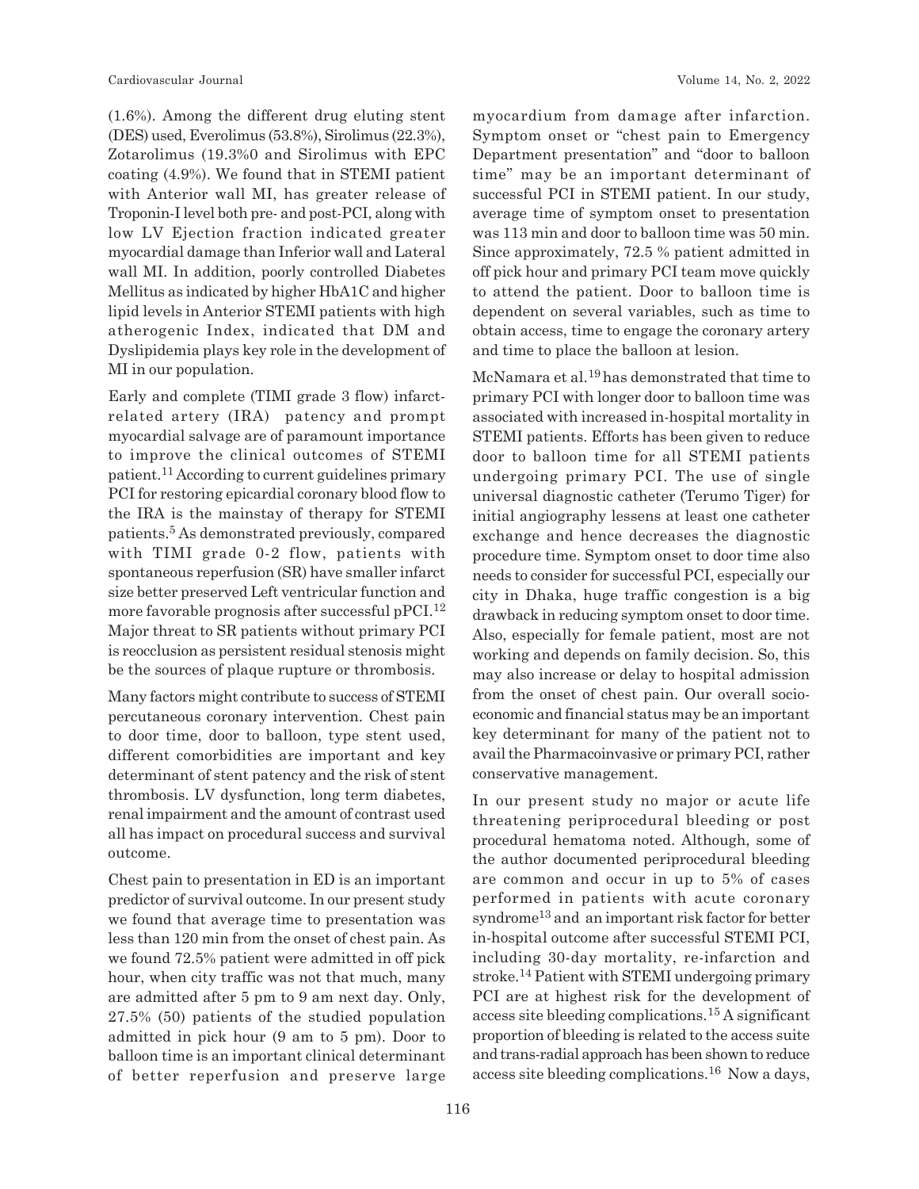(1.6%). Among the different drug eluting stent (DES) used, Everolimus (53.8%), Sirolimus (22.3%), Zotarolimus (19.3%0 and Sirolimus with EPC coating (4.9%). We found that in STEMI patient with Anterior wall MI, has greater release of Troponin-I level both pre- and post-PCI, along with low LV Ejection fraction indicated greater myocardial damage than Inferior wall and Lateral wall MI. In addition, poorly controlled Diabetes Mellitus as indicated by higher HbA1C and higher lipid levels in Anterior STEMI patients with high atherogenic Index, indicated that DM and Dyslipidemia plays key role in the development of MI in our population.

Early and complete (TIMI grade 3 flow) infarct-related artery (IRA) patency and prompt myocardial salvage are of paramount importance to improve the clinical outcomes of STEMI patient.[11] According to current guidelines primary PCI for restoring epicardial coronary blood flow to the IRA is the mainstay of therapy for STEMI patients.[5] As demonstrated previously, compared with TIMI grade 0-2 flow, patients with spontaneous reperfusion (SR) have smaller infarct size better preserved Left ventricular function and more favorable prognosis after successful pPCI.[12] Major threat to SR patients without primary PCI is reocclusion as persistent residual stenosis might be the sources of plaque rupture or thrombosis.

Many factors might contribute to success of STEMI percutaneous coronary intervention. Chest pain to door time, door to balloon, type stent used, different comorbidities are important and key determinant of stent patency and the risk of stent thrombosis. LV dysfunction, long term diabetes, renal impairment and the amount of contrast used all has impact on procedural success and survival outcome.

Chest pain to presentation in ED is an important predictor of survival outcome. In our present study we found that average time to presentation was less than 120 min from the onset of chest pain. As we found 72.5% patient were admitted in off pick hour, when city traffic was not that much, many are admitted after 5 pm to 9 am next day. Only, 27.5% (50) patients of the studied population admitted in pick hour (9 am to 5 pm). Door to balloon time is an important clinical determinant of better reperfusion and preserve large myocardium from damage after infarction. Symptom onset or "chest pain to Emergency Department presentation" and "door to balloon time" may be an important determinant of successful PCI in STEMI patient. In our study, average time of symptom onset to presentation was 113 min and door to balloon time was 50 min. Since approximately, 72.5 % patient admitted in off pick hour and primary PCI team move quickly to attend the patient. Door to balloon time is dependent on several variables, such as time to obtain access, time to engage the coronary artery and time to place the balloon at lesion.

McNamara et al.[19] has demonstrated that time to primary PCI with longer door to balloon time was associated with increased in-hospital mortality in STEMI patients. Efforts has been given to reduce door to balloon time for all STEMI patients undergoing primary PCI. The use of single universal diagnostic catheter (Terumo Tiger) for initial angiography lessens at least one catheter exchange and hence decreases the diagnostic procedure time. Symptom onset to door time also needs to consider for successful PCI, especially our city in Dhaka, huge traffic congestion is a big drawback in reducing symptom onset to door time. Also, especially for female patient, most are not working and depends on family decision. So, this may also increase or delay to hospital admission from the onset of chest pain. Our overall socio-economic and financial status may be an important key determinant for many of the patient not to avail the Pharmacoinvasive or primary PCI, rather conservative management.

In our present study no major or acute life threatening periprocedural bleeding or post procedural hematoma noted. Although, some of the author documented periprocedural bleeding are common and occur in up to 5% of cases performed in patients with acute coronary syndrome[13] and an important risk factor for better in-hospital outcome after successful STEMI PCI, including 30-day mortality, re-infarction and stroke.[14] Patient with STEMI undergoing primary PCI are at highest risk for the development of access site bleeding complications.[15] A significant proportion of bleeding is related to the access suite and trans-radial approach has been shown to reduce access site bleeding complications.[16] Now a days,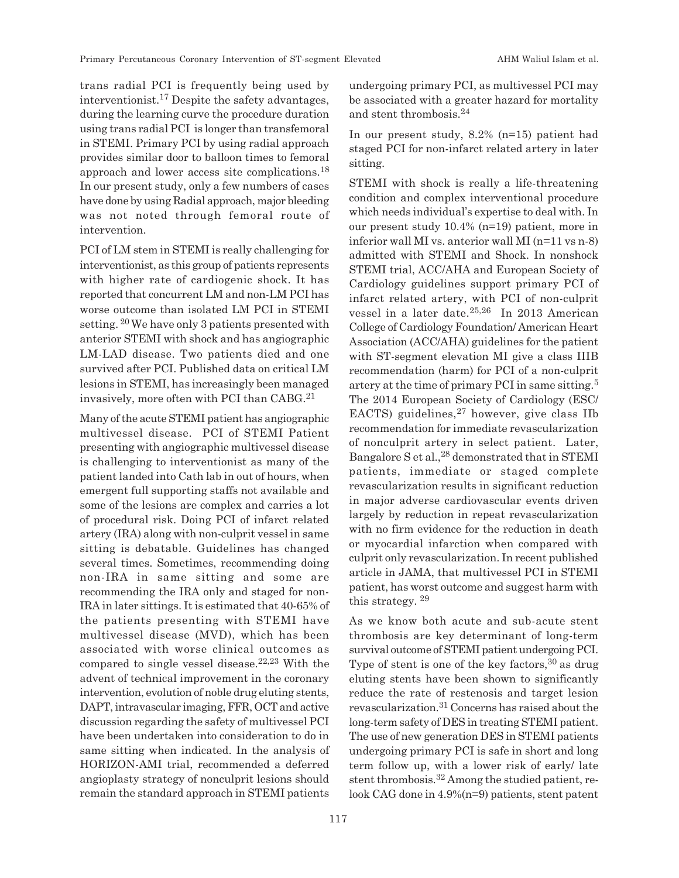trans radial PCI is frequently being used by interventionist.[17] Despite the safety advantages, during the learning curve the procedure duration using trans radial PCI is longer than transfemoral in STEMI. Primary PCI by using radial approach provides similar door to balloon times to femoral approach and lower access site complications.[18] In our present study, only a few numbers of cases have done by using Radial approach, major bleeding was not noted through femoral route of intervention.

PCI of LM stem in STEMI is really challenging for interventionist, as this group of patients represents with higher rate of cardiogenic shock. It has reported that concurrent LM and non-LM PCI has worse outcome than isolated LM PCI in STEMI setting. [20] We have only 3 patients presented with anterior STEMI with shock and has angiographic LM-LAD disease. Two patients died and one survived after PCI. Published data on critical LM lesions in STEMI, has increasingly been managed invasively, more often with PCI than CABG.[21]

Many of the acute STEMI patient has angiographic multivessel disease. PCI of STEMI Patient presenting with angiographic multivessel disease is challenging to interventionist as many of the patient landed into Cath lab in out of hours, when emergent full supporting staffs not available and some of the lesions are complex and carries a lot of procedural risk. Doing PCI of infarct related artery (IRA) along with non-culprit vessel in same sitting is debatable. Guidelines has changed several times. Sometimes, recommending doing non-IRA in same sitting and some are recommending the IRA only and staged for non-IRA in later sittings. It is estimated that 40-65% of the patients presenting with STEMI have multivessel disease (MVD), which has been associated with worse clinical outcomes as compared to single vessel disease.[22,23] With the advent of technical improvement in the coronary intervention, evolution of noble drug eluting stents, DAPT, intravascular imaging, FFR, OCT and active discussion regarding the safety of multivessel PCI have been undertaken into consideration to do in same sitting when indicated. In the analysis of HORIZON-AMI trial, recommended a deferred angioplasty strategy of nonculprit lesions should remain the standard approach in STEMI patients undergoing primary PCI, as multivessel PCI may be associated with a greater hazard for mortality and stent thrombosis.[24]

In our present study, 8.2% (n=15) patient had staged PCI for non-infarct related artery in later sitting.

STEMI with shock is really a life-threatening condition and complex interventional procedure which needs individual's expertise to deal with. In our present study 10.4% (n=19) patient, more in inferior wall MI vs. anterior wall MI (n=11 vs n-8) admitted with STEMI and Shock. In nonshock STEMI trial, ACC/AHA and European Society of Cardiology guidelines support primary PCI of infarct related artery, with PCI of non-culprit vessel in a later date.[25,26] In 2013 American College of Cardiology Foundation/ American Heart Association (ACC/AHA) guidelines for the patient with ST-segment elevation MI give a class IIIB recommendation (harm) for PCI of a non-culprit artery at the time of primary PCI in same sitting.[5] The 2014 European Society of Cardiology (ESC/ EACTS) guidelines,[27] however, give class IIb recommendation for immediate revascularization of nonculprit artery in select patient. Later, Bangalore S et al.,[28] demonstrated that in STEMI patients, immediate or staged complete revascularization results in significant reduction in major adverse cardiovascular events driven largely by reduction in repeat revascularization with no firm evidence for the reduction in death or myocardial infarction when compared with culprit only revascularization. In recent published article in JAMA, that multivessel PCI in STEMI patient, has worst outcome and suggest harm with this strategy. [29]

As we know both acute and sub-acute stent thrombosis are key determinant of long-term survival outcome of STEMI patient undergoing PCI. Type of stent is one of the key factors,[30] as drug eluting stents have been shown to significantly reduce the rate of restenosis and target lesion revascularization.[31] Concerns has raised about the long-term safety of DES in treating STEMI patient. The use of new generation DES in STEMI patients undergoing primary PCI is safe in short and long term follow up, with a lower risk of early/ late stent thrombosis.[32] Among the studied patient, re-look CAG done in 4.9%(n=9) patients, stent patent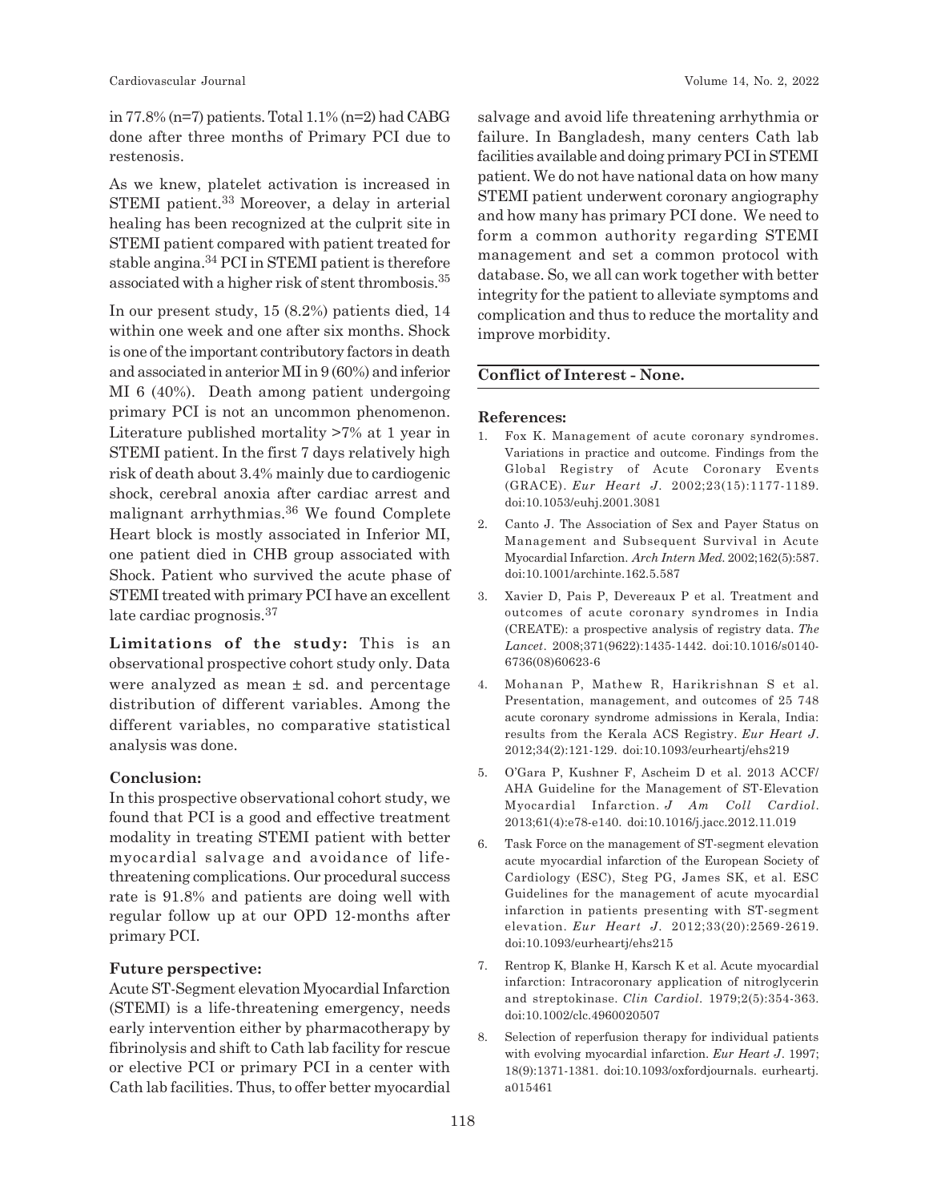in 77.8% (n=7) patients. Total 1.1% (n=2) had CABG done after three months of Primary PCI due to restenosis.

As we knew, platelet activation is increased in STEMI patient.[33] Moreover, a delay in arterial healing has been recognized at the culprit site in STEMI patient compared with patient treated for stable angina.[34] PCI in STEMI patient is therefore associated with a higher risk of stent thrombosis.[35]

In our present study, 15 (8.2%) patients died, 14 within one week and one after six months. Shock is one of the important contributory factors in death and associated in anterior MI in 9 (60%) and inferior MI 6 (40%). Death among patient undergoing primary PCI is not an uncommon phenomenon. Literature published mortality >7% at 1 year in STEMI patient. In the first 7 days relatively high risk of death about 3.4% mainly due to cardiogenic shock, cerebral anoxia after cardiac arrest and malignant arrhythmias.[36] We found Complete Heart block is mostly associated in Inferior MI, one patient died in CHB group associated with Shock. Patient who survived the acute phase of STEMI treated with primary PCI have an excellent late cardiac prognosis.[37]

**Limitations of the study:** This is an observational prospective cohort study only. Data were analyzed as mean ± sd. and percentage distribution of different variables. Among the different variables, no comparative statistical analysis was done.

### Conclusion:

In this prospective observational cohort study, we found that PCI is a good and effective treatment modality in treating STEMI patient with better myocardial salvage and avoidance of life-threatening complications. Our procedural success rate is 91.8% and patients are doing well with regular follow up at our OPD 12-months after primary PCI.

### Future perspective:

Acute ST-Segment elevation Myocardial Infarction (STEMI) is a life-threatening emergency, needs early intervention either by pharmacotherapy by fibrinolysis and shift to Cath lab facility for rescue or elective PCI or primary PCI in a center with Cath lab facilities. Thus, to offer better myocardial salvage and avoid life threatening arrhythmia or failure. In Bangladesh, many centers Cath lab facilities available and doing primary PCI in STEMI patient. We do not have national data on how many STEMI patient underwent coronary angiography and how many has primary PCI done. We need to form a common authority regarding STEMI management and set a common protocol with database. So, we all can work together with better integrity for the patient to alleviate symptoms and complication and thus to reduce the mortality and improve morbidity.

**Conflict of Interest - None.**

### References:

1. Fox K. Management of acute coronary syndromes. Variations in practice and outcome. Findings from the Global Registry of Acute Coronary Events (GRACE). *Eur Heart J*. 2002;23(15):1177-1189. doi:10.1053/euhj.2001.3081
2. Canto J. The Association of Sex and Payer Status on Management and Subsequent Survival in Acute Myocardial Infarction. *Arch Intern Med*. 2002;162(5):587. doi:10.1001/archinte.162.5.587
3. Xavier D, Pais P, Devereaux P et al. Treatment and outcomes of acute coronary syndromes in India (CREATE): a prospective analysis of registry data. *The Lancet*. 2008;371(9622):1435-1442. doi:10.1016/s0140-6736(08)60623-6
4. Mohanan P, Mathew R, Harikrishnan S et al. Presentation, management, and outcomes of 25 748 acute coronary syndrome admissions in Kerala, India: results from the Kerala ACS Registry. *Eur Heart J*. 2012;34(2):121-129. doi:10.1093/eurheartj/ehs219
5. O'Gara P, Kushner F, Ascheim D et al. 2013 ACCF/AHA Guideline for the Management of ST-Elevation Myocardial Infarction. *J Am Coll Cardiol*. 2013;61(4):e78-e140. doi:10.1016/j.jacc.2012.11.019
6. Task Force on the management of ST-segment elevation acute myocardial infarction of the European Society of Cardiology (ESC), Steg PG, James SK, et al. ESC Guidelines for the management of acute myocardial infarction in patients presenting with ST-segment elevation. *Eur Heart J*. 2012;33(20):2569-2619. doi:10.1093/eurheartj/ehs215
7. Rentrop K, Blanke H, Karsch K et al. Acute myocardial infarction: Intracoronary application of nitroglycerin and streptokinase. *Clin Cardiol*. 1979;2(5):354-363. doi:10.1002/clc.4960020507
8. Selection of reperfusion therapy for individual patients with evolving myocardial infarction. *Eur Heart J*. 1997; 18(9):1371-1381. doi:10.1093/oxfordjournals. eurheartj. a015461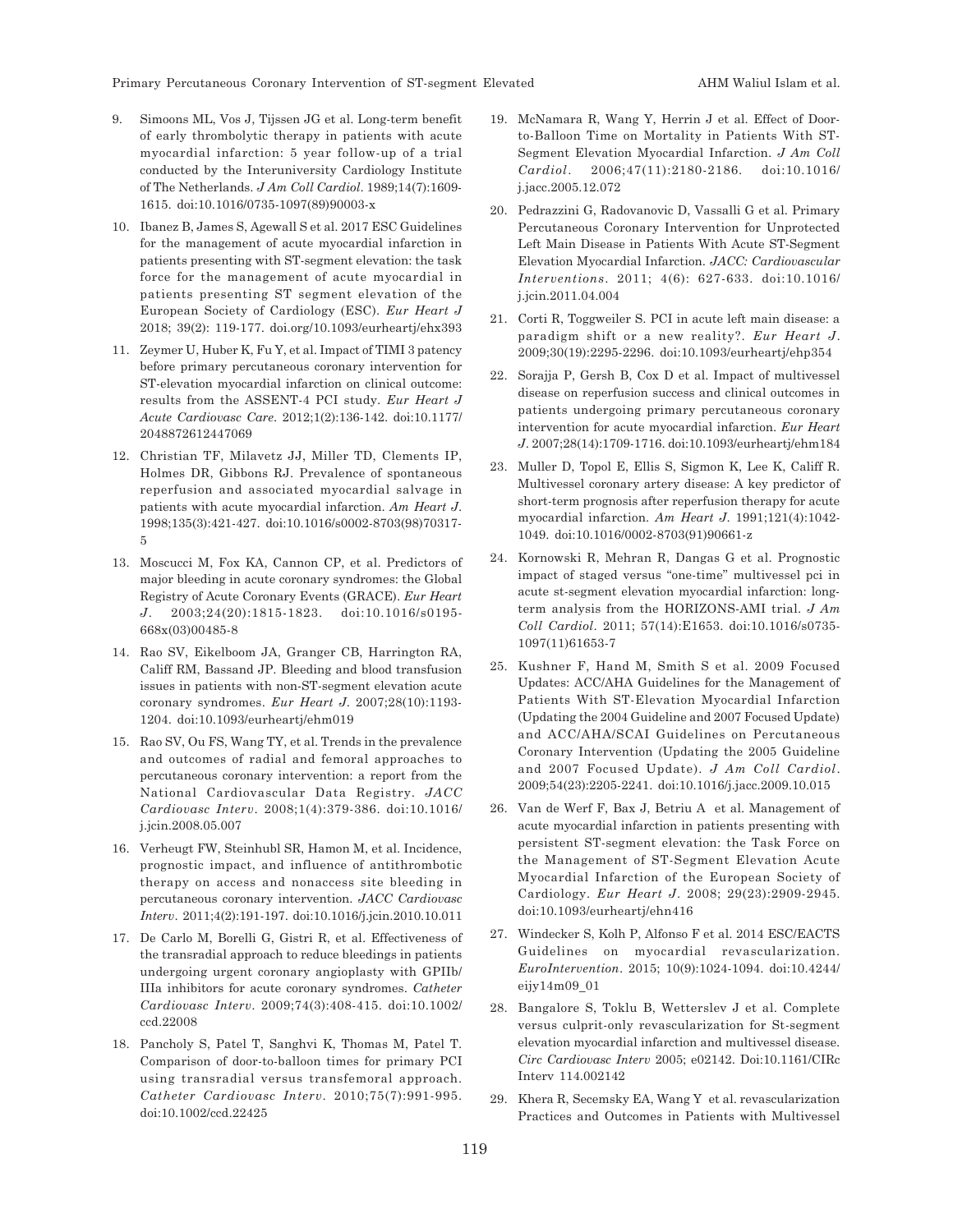9. Simoons ML, Vos J, Tijssen JG et al. Long-term benefit of early thrombolytic therapy in patients with acute myocardial infarction: 5 year follow-up of a trial conducted by the Interuniversity Cardiology Institute of The Netherlands. *J Am Coll Cardiol*. 1989;14(7):1609-1615. doi:10.1016/0735-1097(89)90003-x

10. Ibanez B, James S, Agewall S et al. 2017 ESC Guidelines for the management of acute myocardial infarction in patients presenting with ST-segment elevation: the task force for the management of acute myocardial in patients presenting ST segment elevation of the European Society of Cardiology (ESC). *Eur Heart J* 2018; 39(2): 119-177. doi.org/10.1093/eurheartj/ehx393

11. Zeymer U, Huber K, Fu Y, et al. Impact of TIMI 3 patency before primary percutaneous coronary intervention for ST-elevation myocardial infarction on clinical outcome: results from the ASSENT-4 PCI study. *Eur Heart J Acute Cardiovasc Care*. 2012;1(2):136-142. doi:10.1177/2048872612447069

12. Christian TF, Milavetz JJ, Miller TD, Clements IP, Holmes DR, Gibbons RJ. Prevalence of spontaneous reperfusion and associated myocardial salvage in patients with acute myocardial infarction. *Am Heart J*. 1998;135(3):421-427. doi:10.1016/s0002-8703(98)70317-5

13. Moscucci M, Fox KA, Cannon CP, et al. Predictors of major bleeding in acute coronary syndromes: the Global Registry of Acute Coronary Events (GRACE). *Eur Heart J*. 2003;24(20):1815-1823. doi:10.1016/s0195-668x(03)00485-8

14. Rao SV, Eikelboom JA, Granger CB, Harrington RA, Califf RM, Bassand JP. Bleeding and blood transfusion issues in patients with non-ST-segment elevation acute coronary syndromes. *Eur Heart J*. 2007;28(10):1193-1204. doi:10.1093/eurheartj/ehm019

15. Rao SV, Ou FS, Wang TY, et al. Trends in the prevalence and outcomes of radial and femoral approaches to percutaneous coronary intervention: a report from the National Cardiovascular Data Registry. *JACC Cardiovasc Interv*. 2008;1(4):379-386. doi:10.1016/j.jcin.2008.05.007

16. Verheugt FW, Steinhubl SR, Hamon M, et al. Incidence, prognostic impact, and influence of antithrombotic therapy on access and nonaccess site bleeding in percutaneous coronary intervention. *JACC Cardiovasc Interv*. 2011;4(2):191-197. doi:10.1016/j.jcin.2010.10.011

17. De Carlo M, Borelli G, Gistri R, et al. Effectiveness of the transradial approach to reduce bleedings in patients undergoing urgent coronary angioplasty with GPIIb/IIIa inhibitors for acute coronary syndromes. *Catheter Cardiovasc Interv*. 2009;74(3):408-415. doi:10.1002/ccd.22008

18. Pancholy S, Patel T, Sanghvi K, Thomas M, Patel T. Comparison of door-to-balloon times for primary PCI using transradial versus transfemoral approach. *Catheter Cardiovasc Interv*. 2010;75(7):991-995. doi:10.1002/ccd.22425

19. McNamara R, Wang Y, Herrin J et al. Effect of Door-to-Balloon Time on Mortality in Patients With ST-Segment Elevation Myocardial Infarction. *J Am Coll Cardiol*. 2006;47(11):2180-2186. doi:10.1016/j.jacc.2005.12.072

20. Pedrazzini G, Radovanovic D, Vassalli G et al. Primary Percutaneous Coronary Intervention for Unprotected Left Main Disease in Patients With Acute ST-Segment Elevation Myocardial Infarction. *JACC: Cardiovascular Interventions*. 2011; 4(6): 627-633. doi:10.1016/j.jcin.2011.04.004

21. Corti R, Toggweiler S. PCI in acute left main disease: a paradigm shift or a new reality?. *Eur Heart J*. 2009;30(19):2295-2296. doi:10.1093/eurheartj/ehp354

22. Sorajja P, Gersh B, Cox D et al. Impact of multivessel disease on reperfusion success and clinical outcomes in patients undergoing primary percutaneous coronary intervention for acute myocardial infarction. *Eur Heart J*. 2007;28(14):1709-1716. doi:10.1093/eurheartj/ehm184

23. Muller D, Topol E, Ellis S, Sigmon K, Lee K, Califf R. Multivessel coronary artery disease: A key predictor of short-term prognosis after reperfusion therapy for acute myocardial infarction. *Am Heart J*. 1991;121(4):1042-1049. doi:10.1016/0002-8703(91)90661-z

24. Kornowski R, Mehran R, Dangas G et al. Prognostic impact of staged versus "one-time" multivessel pci in acute st-segment elevation myocardial infarction: long-term analysis from the HORIZONS-AMI trial. *J Am Coll Cardiol*. 2011; 57(14):E1653. doi:10.1016/s0735-1097(11)61653-7

25. Kushner F, Hand M, Smith S et al. 2009 Focused Updates: ACC/AHA Guidelines for the Management of Patients With ST-Elevation Myocardial Infarction (Updating the 2004 Guideline and 2007 Focused Update) and ACC/AHA/SCAI Guidelines on Percutaneous Coronary Intervention (Updating the 2005 Guideline and 2007 Focused Update). *J Am Coll Cardiol*. 2009;54(23):2205-2241. doi:10.1016/j.jacc.2009.10.015

26. Van de Werf F, Bax J, Betriu A et al. Management of acute myocardial infarction in patients presenting with persistent ST-segment elevation: the Task Force on the Management of ST-Segment Elevation Acute Myocardial Infarction of the European Society of Cardiology. *Eur Heart J*. 2008; 29(23):2909-2945. doi:10.1093/eurheartj/ehn416

27. Windecker S, Kolh P, Alfonso F et al. 2014 ESC/EACTS Guidelines on myocardial revascularization. *EuroIntervention*. 2015; 10(9):1024-1094. doi:10.4244/eijy14m09_01

28. Bangalore S, Toklu B, Wetterslev J et al. Complete versus culprit-only revascularization for St-segment elevation myocardial infarction and multivessel disease. *Circ Cardiovasc Interv* 2005; e02142. Doi:10.1161/CIRc Interv 114.002142

29. Khera R, Secemsky EA, Wang Y et al. revascularization Practices and Outcomes in Patients with Multivessel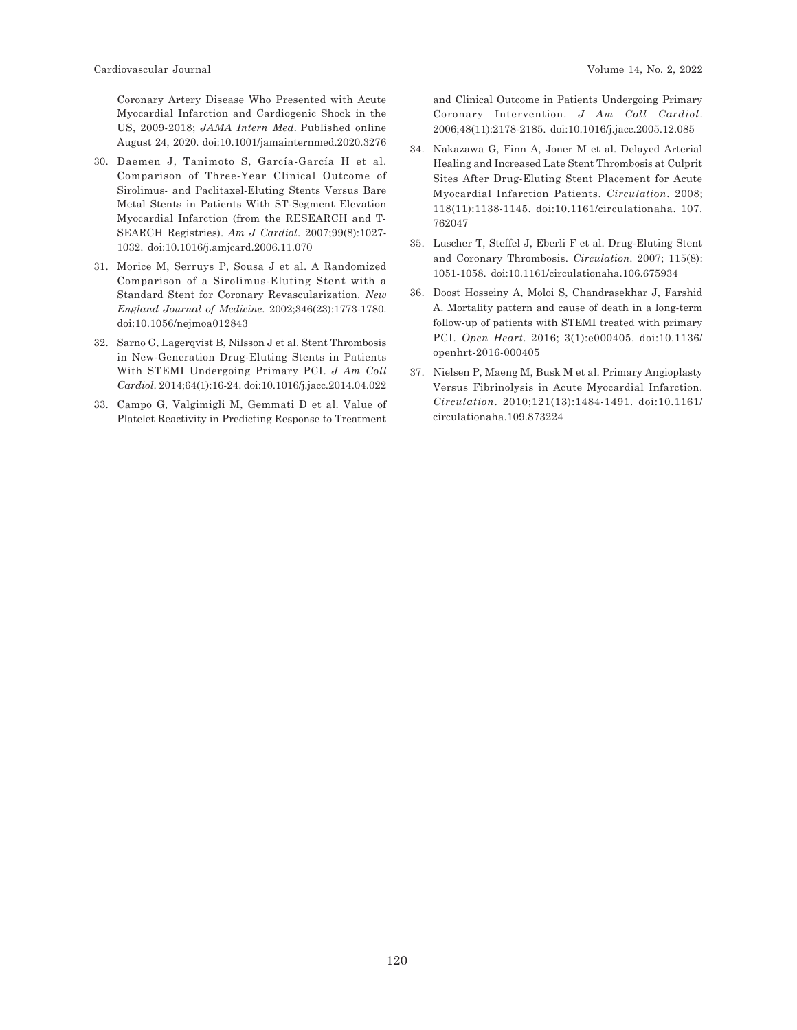Coronary Artery Disease Who Presented with Acute Myocardial Infarction and Cardiogenic Shock in the US, 2009-2018; *JAMA Intern Med*. Published online August 24, 2020. doi:10.1001/jamainternmed.2020.3276

30. Daemen J, Tanimoto S, García-García H et al. Comparison of Three-Year Clinical Outcome of Sirolimus- and Paclitaxel-Eluting Stents Versus Bare Metal Stents in Patients With ST-Segment Elevation Myocardial Infarction (from the RESEARCH and T-SEARCH Registries). *Am J Cardiol*. 2007;99(8):1027-1032. doi:10.1016/j.amjcard.2006.11.070

31. Morice M, Serruys P, Sousa J et al. A Randomized Comparison of a Sirolimus-Eluting Stent with a Standard Stent for Coronary Revascularization. *New England Journal of Medicine*. 2002;346(23):1773-1780. doi:10.1056/nejmoa012843

32. Sarno G, Lagerqvist B, Nilsson J et al. Stent Thrombosis in New-Generation Drug-Eluting Stents in Patients With STEMI Undergoing Primary PCI. *J Am Coll Cardiol*. 2014;64(1):16-24. doi:10.1016/j.jacc.2014.04.022

33. Campo G, Valgimigli M, Gemmati D et al. Value of Platelet Reactivity in Predicting Response to Treatment and Clinical Outcome in Patients Undergoing Primary Coronary Intervention. *J Am Coll Cardiol*. 2006;48(11):2178-2185. doi:10.1016/j.jacc.2005.12.085

34. Nakazawa G, Finn A, Joner M et al. Delayed Arterial Healing and Increased Late Stent Thrombosis at Culprit Sites After Drug-Eluting Stent Placement for Acute Myocardial Infarction Patients. *Circulation*. 2008; 118(11):1138-1145. doi:10.1161/circulationaha. 107. 762047

35. Luscher T, Steffel J, Eberli F et al. Drug-Eluting Stent and Coronary Thrombosis. *Circulation*. 2007; 115(8): 1051-1058. doi:10.1161/circulationaha.106.675934

36. Doost Hosseiny A, Moloi S, Chandrasekhar J, Farshid A. Mortality pattern and cause of death in a long-term follow-up of patients with STEMI treated with primary PCI. *Open Heart*. 2016; 3(1):e000405. doi:10.1136/openhrt-2016-000405

37. Nielsen P, Maeng M, Busk M et al. Primary Angioplasty Versus Fibrinolysis in Acute Myocardial Infarction. *Circulation*. 2010;121(13):1484-1491. doi:10.1161/circulationaha.109.873224